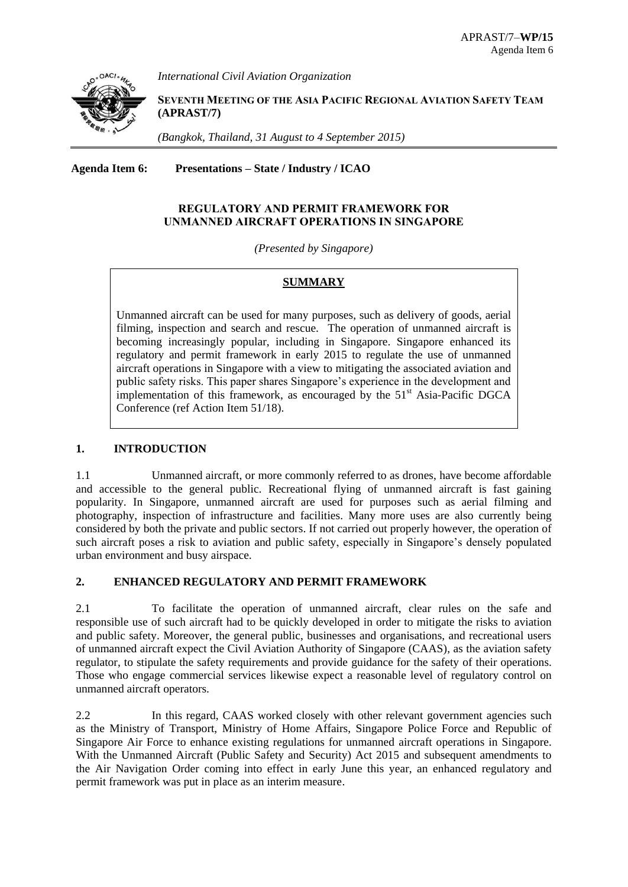APRAST/7–**WP/15**
Agenda Item 6

*International Civil Aviation Organization*

**SEVENTH MEETING OF THE ASIA PACIFIC REGIONAL AVIATION SAFETY TEAM (APRAST/7)**

*(Bangkok, Thailand, 31 August to 4 September 2015)*

**Agenda Item 6: Presentations – State / Industry / ICAO**

**REGULATORY AND PERMIT FRAMEWORK FOR UNMANNED AIRCRAFT OPERATIONS IN SINGAPORE**

*(Presented by Singapore)*

**SUMMARY**

Unmanned aircraft can be used for many purposes, such as delivery of goods, aerial filming, inspection and search and rescue. The operation of unmanned aircraft is becoming increasingly popular, including in Singapore. Singapore enhanced its regulatory and permit framework in early 2015 to regulate the use of unmanned aircraft operations in Singapore with a view to mitigating the associated aviation and public safety risks. This paper shares Singapore's experience in the development and implementation of this framework, as encouraged by the 51st Asia-Pacific DGCA Conference (ref Action Item 51/18).

## 1. INTRODUCTION

1.1 Unmanned aircraft, or more commonly referred to as drones, have become affordable and accessible to the general public. Recreational flying of unmanned aircraft is fast gaining popularity. In Singapore, unmanned aircraft are used for purposes such as aerial filming and photography, inspection of infrastructure and facilities. Many more uses are also currently being considered by both the private and public sectors. If not carried out properly however, the operation of such aircraft poses a risk to aviation and public safety, especially in Singapore's densely populated urban environment and busy airspace.

## 2. ENHANCED REGULATORY AND PERMIT FRAMEWORK

2.1 To facilitate the operation of unmanned aircraft, clear rules on the safe and responsible use of such aircraft had to be quickly developed in order to mitigate the risks to aviation and public safety. Moreover, the general public, businesses and organisations, and recreational users of unmanned aircraft expect the Civil Aviation Authority of Singapore (CAAS), as the aviation safety regulator, to stipulate the safety requirements and provide guidance for the safety of their operations. Those who engage commercial services likewise expect a reasonable level of regulatory control on unmanned aircraft operators.

2.2 In this regard, CAAS worked closely with other relevant government agencies such as the Ministry of Transport, Ministry of Home Affairs, Singapore Police Force and Republic of Singapore Air Force to enhance existing regulations for unmanned aircraft operations in Singapore. With the Unmanned Aircraft (Public Safety and Security) Act 2015 and subsequent amendments to the Air Navigation Order coming into effect in early June this year, an enhanced regulatory and permit framework was put in place as an interim measure.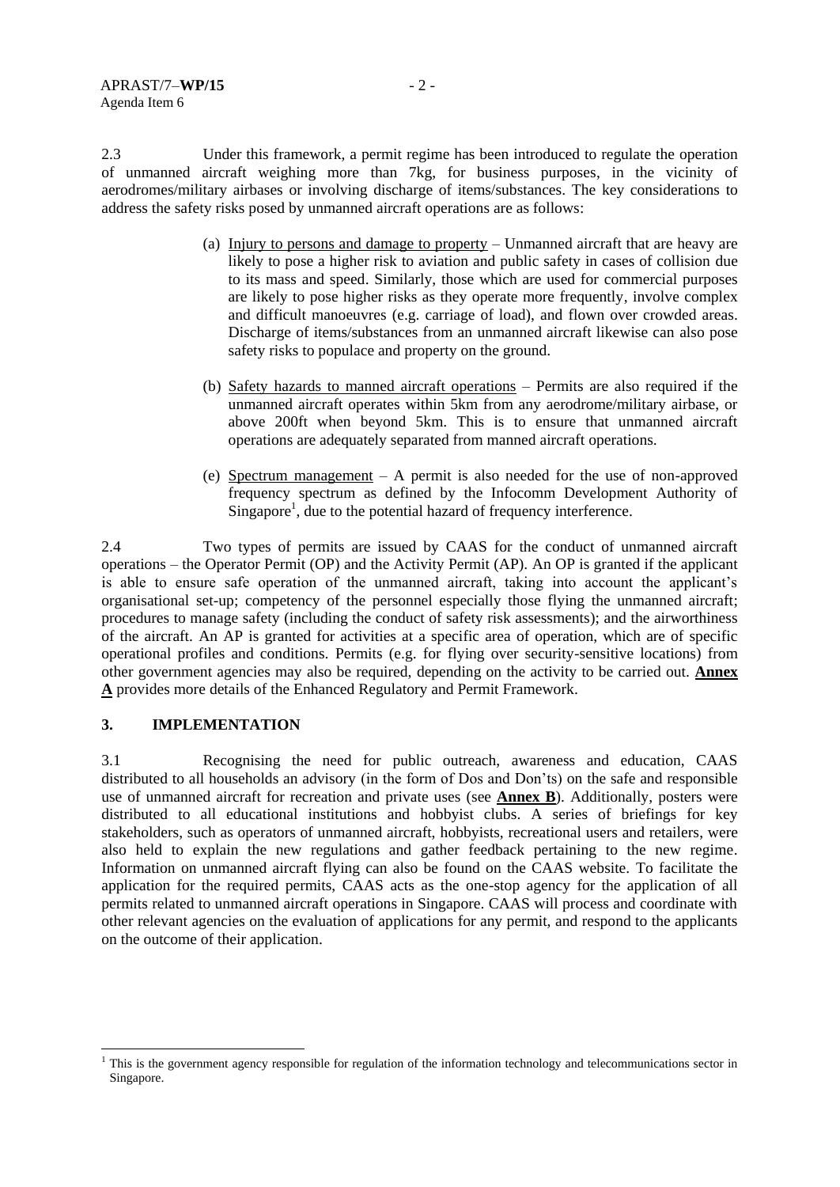2.3 Under this framework, a permit regime has been introduced to regulate the operation of unmanned aircraft weighing more than 7kg, for business purposes, in the vicinity of aerodromes/military airbases or involving discharge of items/substances. The key considerations to address the safety risks posed by unmanned aircraft operations are as follows:

(a) Injury to persons and damage to property – Unmanned aircraft that are heavy are likely to pose a higher risk to aviation and public safety in cases of collision due to its mass and speed. Similarly, those which are used for commercial purposes are likely to pose higher risks as they operate more frequently, involve complex and difficult manoeuvres (e.g. carriage of load), and flown over crowded areas. Discharge of items/substances from an unmanned aircraft likewise can also pose safety risks to populace and property on the ground.

(b) Safety hazards to manned aircraft operations – Permits are also required if the unmanned aircraft operates within 5km from any aerodrome/military airbase, or above 200ft when beyond 5km. This is to ensure that unmanned aircraft operations are adequately separated from manned aircraft operations.

(e) Spectrum management – A permit is also needed for the use of non-approved frequency spectrum as defined by the Infocomm Development Authority of Singapore[1], due to the potential hazard of frequency interference.

2.4 Two types of permits are issued by CAAS for the conduct of unmanned aircraft operations – the Operator Permit (OP) and the Activity Permit (AP). An OP is granted if the applicant is able to ensure safe operation of the unmanned aircraft, taking into account the applicant's organisational set-up; competency of the personnel especially those flying the unmanned aircraft; procedures to manage safety (including the conduct of safety risk assessments); and the airworthiness of the aircraft. An AP is granted for activities at a specific area of operation, which are of specific operational profiles and conditions. Permits (e.g. for flying over security-sensitive locations) from other government agencies may also be required, depending on the activity to be carried out. **Annex A** provides more details of the Enhanced Regulatory and Permit Framework.

## 3. IMPLEMENTATION

3.1 Recognising the need for public outreach, awareness and education, CAAS distributed to all households an advisory (in the form of Dos and Don'ts) on the safe and responsible use of unmanned aircraft for recreation and private uses (see **Annex B**). Additionally, posters were distributed to all educational institutions and hobbyist clubs. A series of briefings for key stakeholders, such as operators of unmanned aircraft, hobbyists, recreational users and retailers, were also held to explain the new regulations and gather feedback pertaining to the new regime. Information on unmanned aircraft flying can also be found on the CAAS website. To facilitate the application for the required permits, CAAS acts as the one-stop agency for the application of all permits related to unmanned aircraft operations in Singapore. CAAS will process and coordinate with other relevant agencies on the evaluation of applications for any permit, and respond to the applicants on the outcome of their application.

---

[1] This is the government agency responsible for regulation of the information technology and telecommunications sector in Singapore.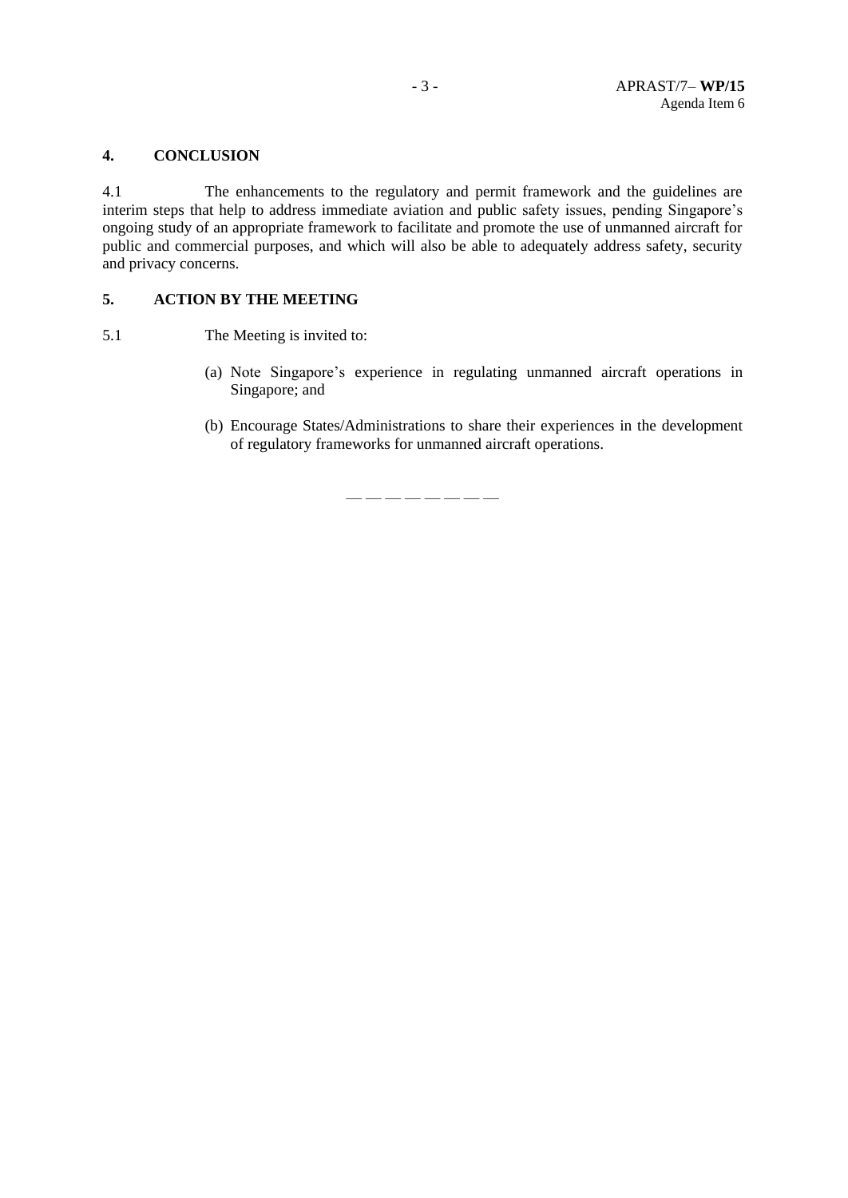## 4. CONCLUSION

4.1 The enhancements to the regulatory and permit framework and the guidelines are interim steps that help to address immediate aviation and public safety issues, pending Singapore's ongoing study of an appropriate framework to facilitate and promote the use of unmanned aircraft for public and commercial purposes, and which will also be able to adequately address safety, security and privacy concerns.

## 5. ACTION BY THE MEETING

5.1 The Meeting is invited to:

(a) Note Singapore's experience in regulating unmanned aircraft operations in Singapore; and

(b) Encourage States/Administrations to share their experiences in the development of regulatory frameworks for unmanned aircraft operations.

— — — — — — — —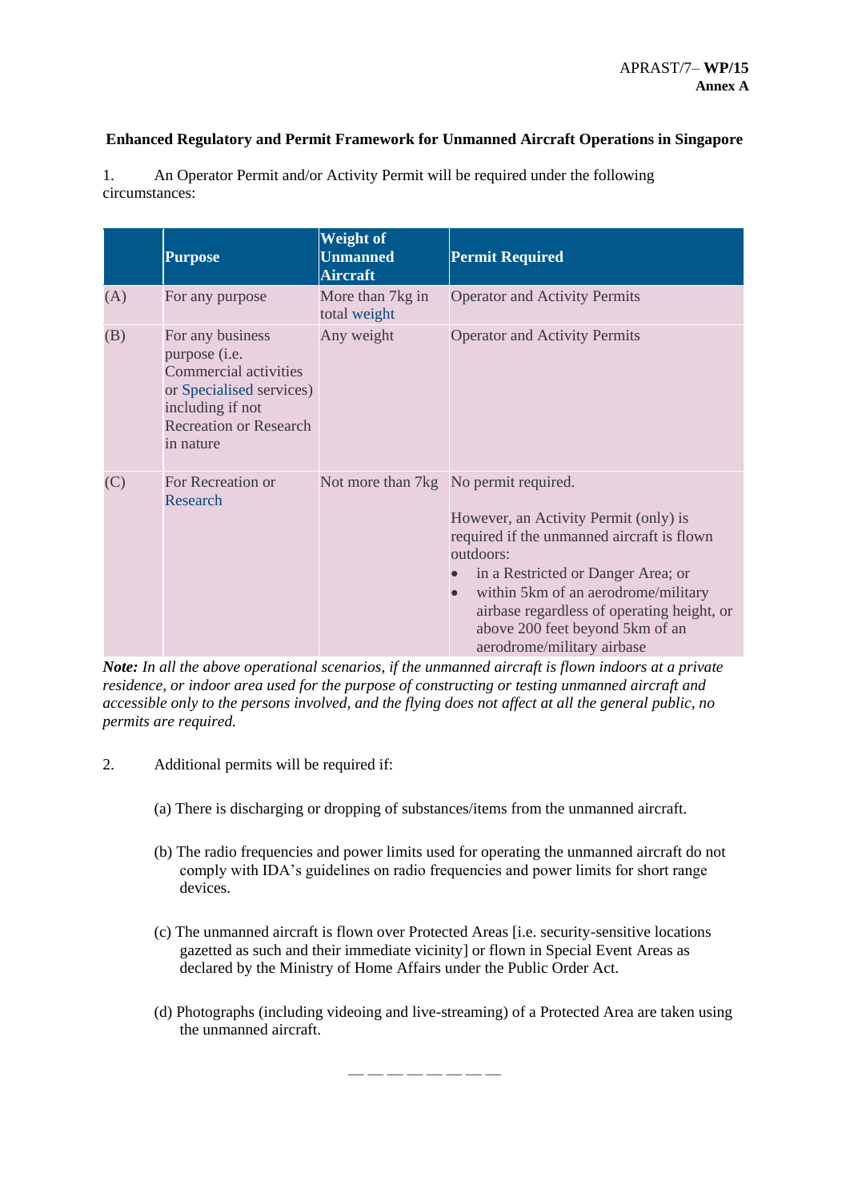**Enhanced Regulatory and Permit Framework for Unmanned Aircraft Operations in Singapore**

1. An Operator Permit and/or Activity Permit will be required under the following circumstances:

| | Purpose | Weight of Unmanned Aircraft | Permit Required |
|---|---|---|---|
| (A) | For any purpose | More than 7kg in total weight | Operator and Activity Permits |
| (B) | For any business purpose (i.e. Commercial activities or Specialised services) including if not Recreation or Research in nature | Any weight | Operator and Activity Permits |
| (C) | For Recreation or Research | Not more than 7kg | No permit required.<br><br>However, an Activity Permit (only) is required if the unmanned aircraft is flown outdoors:<br>• in a Restricted or Danger Area; or<br>• within 5km of an aerodrome/military airbase regardless of operating height, or above 200 feet beyond 5km of an aerodrome/military airbase |

***Note:*** *In all the above operational scenarios, if the unmanned aircraft is flown indoors at a private residence, or indoor area used for the purpose of constructing or testing unmanned aircraft and accessible only to the persons involved, and the flying does not affect at all the general public, no permits are required.*

2. Additional permits will be required if:

(a) There is discharging or dropping of substances/items from the unmanned aircraft.

(b) The radio frequencies and power limits used for operating the unmanned aircraft do not comply with IDA's guidelines on radio frequencies and power limits for short range devices.

(c) The unmanned aircraft is flown over Protected Areas [i.e. security-sensitive locations gazetted as such and their immediate vicinity] or flown in Special Event Areas as declared by the Ministry of Home Affairs under the Public Order Act.

(d) Photographs (including videoing and live-streaming) of a Protected Area are taken using the unmanned aircraft.

— — — — — — — —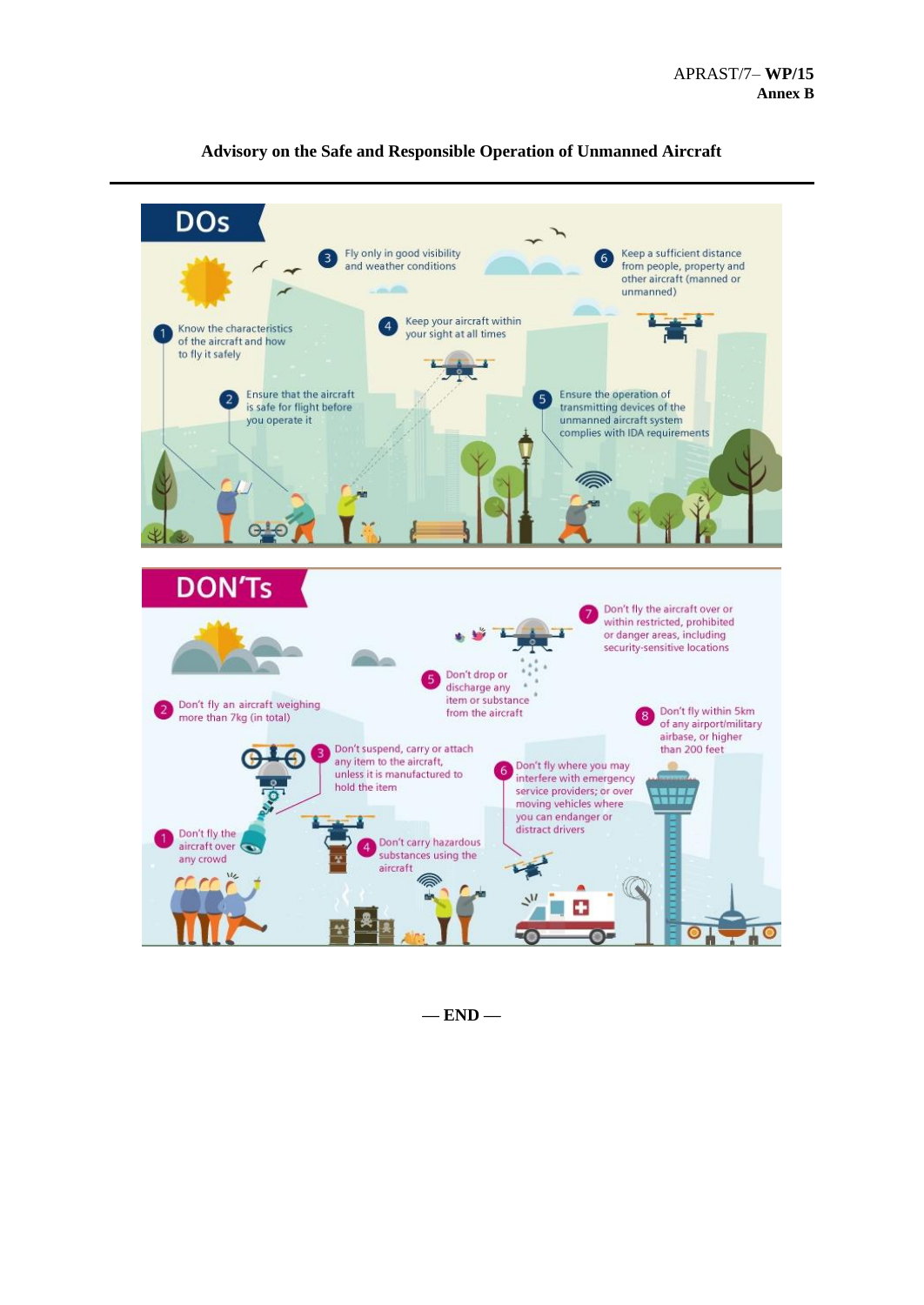**Advisory on the Safe and Responsible Operation of Unmanned Aircraft**

## DOs

1. Know the characteristics of the aircraft and how to fly it safely
2. Ensure that the aircraft is safe for flight before you operate it
3. Fly only in good visibility and weather conditions
4. Keep your aircraft within your sight at all times
5. Ensure the operation of transmitting devices of the unmanned aircraft system complies with IDA requirements
6. Keep a sufficient distance from people, property and other aircraft (manned or unmanned)

## DON'Ts

1. Don't fly the aircraft over any crowd
2. Don't fly an aircraft weighing more than 7kg (in total)
3. Don't suspend, carry or attach any item to the aircraft, unless it is manufactured to hold the item
4. Don't carry hazardous substances using the aircraft
5. Don't drop or discharge any item or substance from the aircraft
6. Don't fly where you may interfere with emergency service providers; or over moving vehicles where you can endanger or distract drivers
7. Don't fly the aircraft over or within restricted, prohibited or danger areas, including security-sensitive locations
8. Don't fly within 5km of any airport/military airbase, or higher than 200 feet

— END —